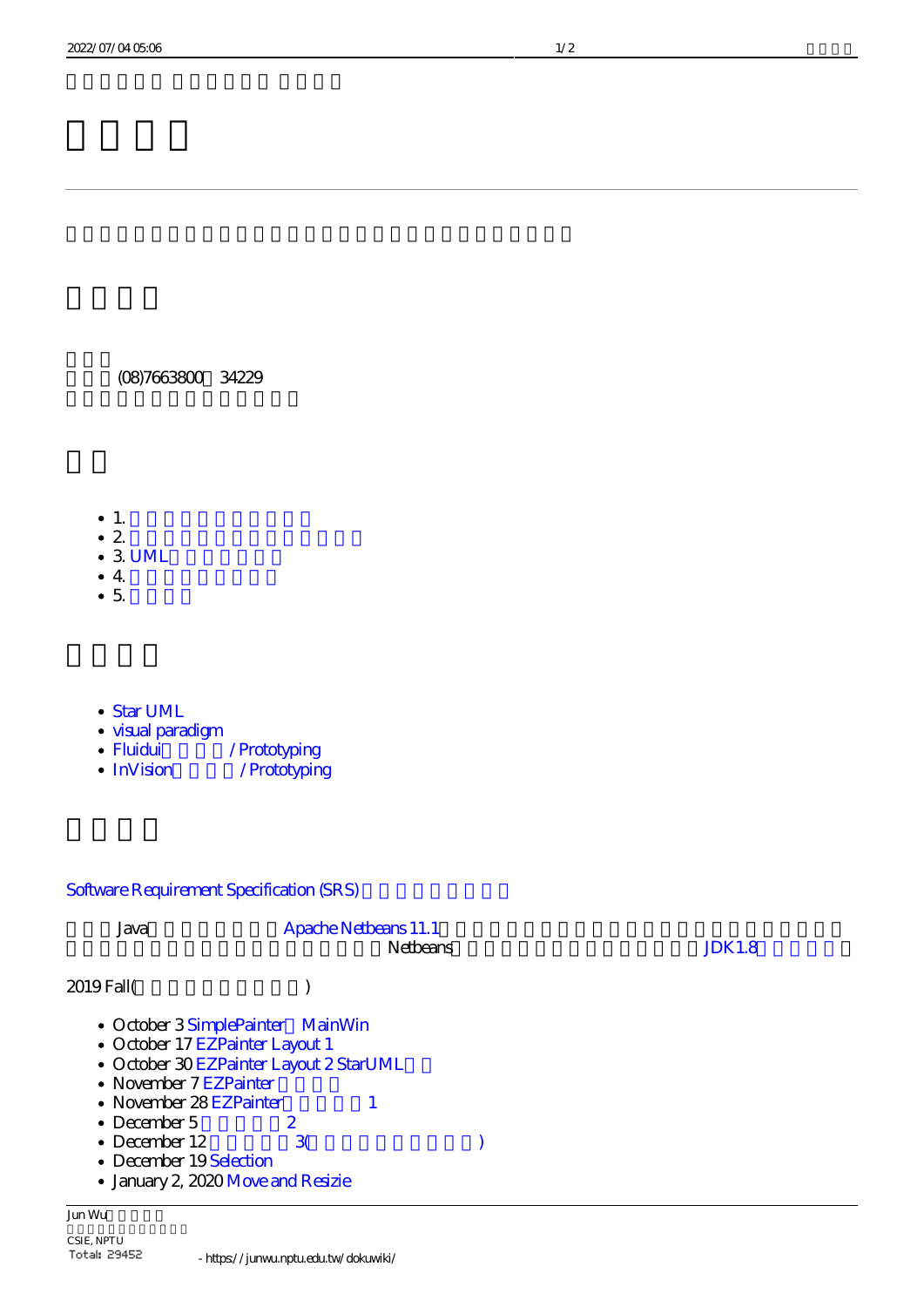(08)7663800 34229

- 1.
- 2.
- 3. UML
- 4.
- 5.

- Star UML
- visual paradigm
- Fluidui /Prototyping
- InVision /Prototyping

Software Requirement Specification (SRS)

Java Apache Netbeans 11.1

Netbeans JDK1.8

2019 Fall( )

- October 3 SimplePainter MainWin
- October 17 EZPainter Layout 1
- October 30 EZPainter Layout 2 StarUML
- November 7 EZPainter
- November 28 EZPainter 1
- December 5 2
- December 12 3( )
- December 19 Selection
- January 2, 2020 Move and Resizie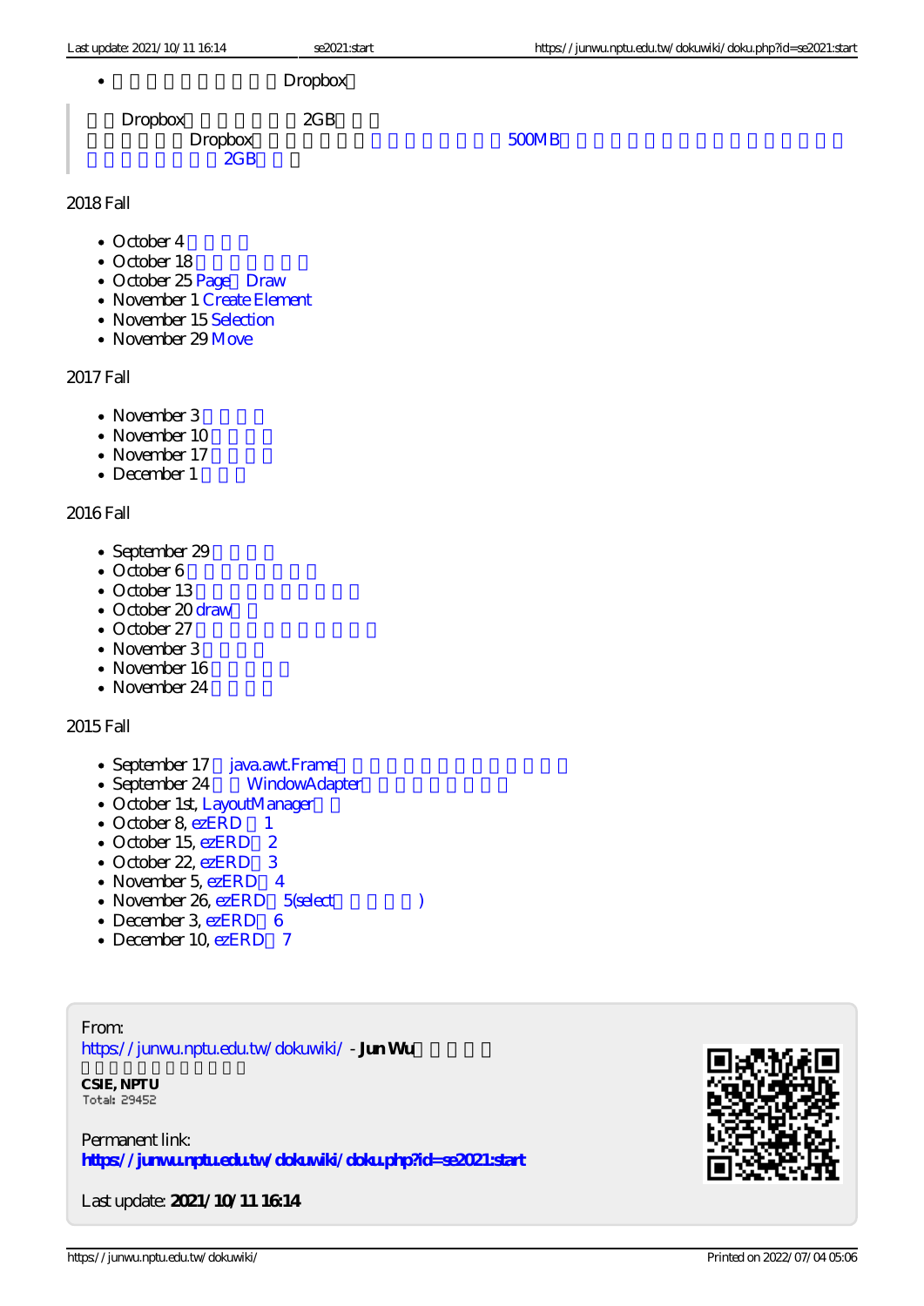- Dropbox

> Dropbox 2GB
> Dropbox 500MB
> 2GB

2018 Fall

- October 4
- October 18
- October 25 Page Draw
- November 1 Create Element
- November 15 Selection
- November 29 Move

2017 Fall

- November 3
- November 10
- November 17
- December 1

2016 Fall

- September 29
- October 6
- October 13
- October 20 draw
- October 27
- November 3
- November 16
- November 24

2015 Fall

- September 17 java.awt.Frame
- September 24 WindowAdapter
- October 1st, LayoutManager
- October 8, ezERD 1
- October 15, ezERD 2
- October 22, ezERD 3
- November 5, ezERD 4
- November 26, ezERD 5(select )
- December 3, ezERD 6
- December 10, ezERD 7

From:
https://junwu.nptu.edu.tw/dokuwiki/ - **Jun Wu**

**CSIE, NPTU**
Total: 29452

Permanent link:
**https://junwu.nptu.edu.tw/dokuwiki/doku.php?id=se2021:start**

Last update: **2021/10/11 16:14**